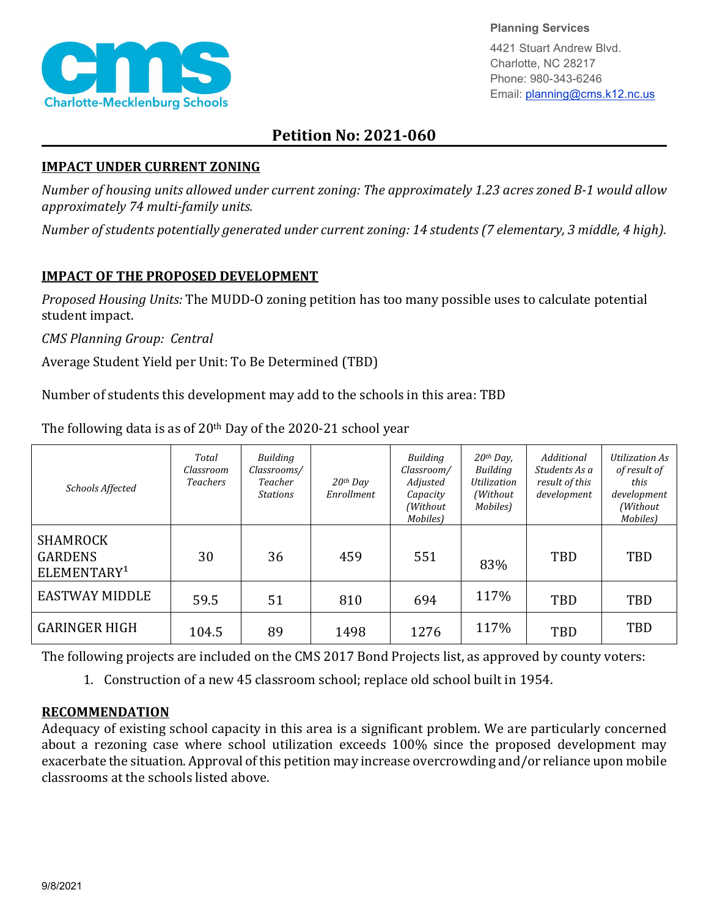Planning Services
4421 Stuart Andrew Blvd.
Charlotte, NC 28217
Phone: 980-343-6246
Email: planning@cms.k12.nc.us

# Petition No: 2021-060

## IMPACT UNDER CURRENT ZONING

*Number of housing units allowed under current zoning: The approximately 1.23 acres zoned B-1 would allow approximately 74 multi-family units.*

*Number of students potentially generated under current zoning: 14 students (7 elementary, 3 middle, 4 high).*

## IMPACT OF THE PROPOSED DEVELOPMENT

*Proposed Housing Units:* The MUDD-O zoning petition has too many possible uses to calculate potential student impact.

*CMS Planning Group: Central*

Average Student Yield per Unit: To Be Determined (TBD)

Number of students this development may add to the schools in this area: TBD

The following data is as of 20th Day of the 2020-21 school year

| *Schools Affected* | *Total Classroom Teachers* | *Building Classrooms/ Teacher Stations* | *20th Day Enrollment* | *Building Classroom/ Adjusted Capacity (Without Mobiles)* | *20th Day, Building Utilization (Without Mobiles)* | *Additional Students As a result of this development* | *Utilization As of result of this development (Without Mobiles)* |
|---|---|---|---|---|---|---|---|
| SHAMROCK GARDENS ELEMENTARY[1] | 30 | 36 | 459 | 551 | 83% | TBD | TBD |
| EASTWAY MIDDLE | 59.5 | 51 | 810 | 694 | 117% | TBD | TBD |
| GARINGER HIGH | 104.5 | 89 | 1498 | 1276 | 117% | TBD | TBD |

The following projects are included on the CMS 2017 Bond Projects list, as approved by county voters:

1. Construction of a new 45 classroom school; replace old school built in 1954.

## RECOMMENDATION

Adequacy of existing school capacity in this area is a significant problem. We are particularly concerned about a rezoning case where school utilization exceeds 100% since the proposed development may exacerbate the situation. Approval of this petition may increase overcrowding and/or reliance upon mobile classrooms at the schools listed above.

9/8/2021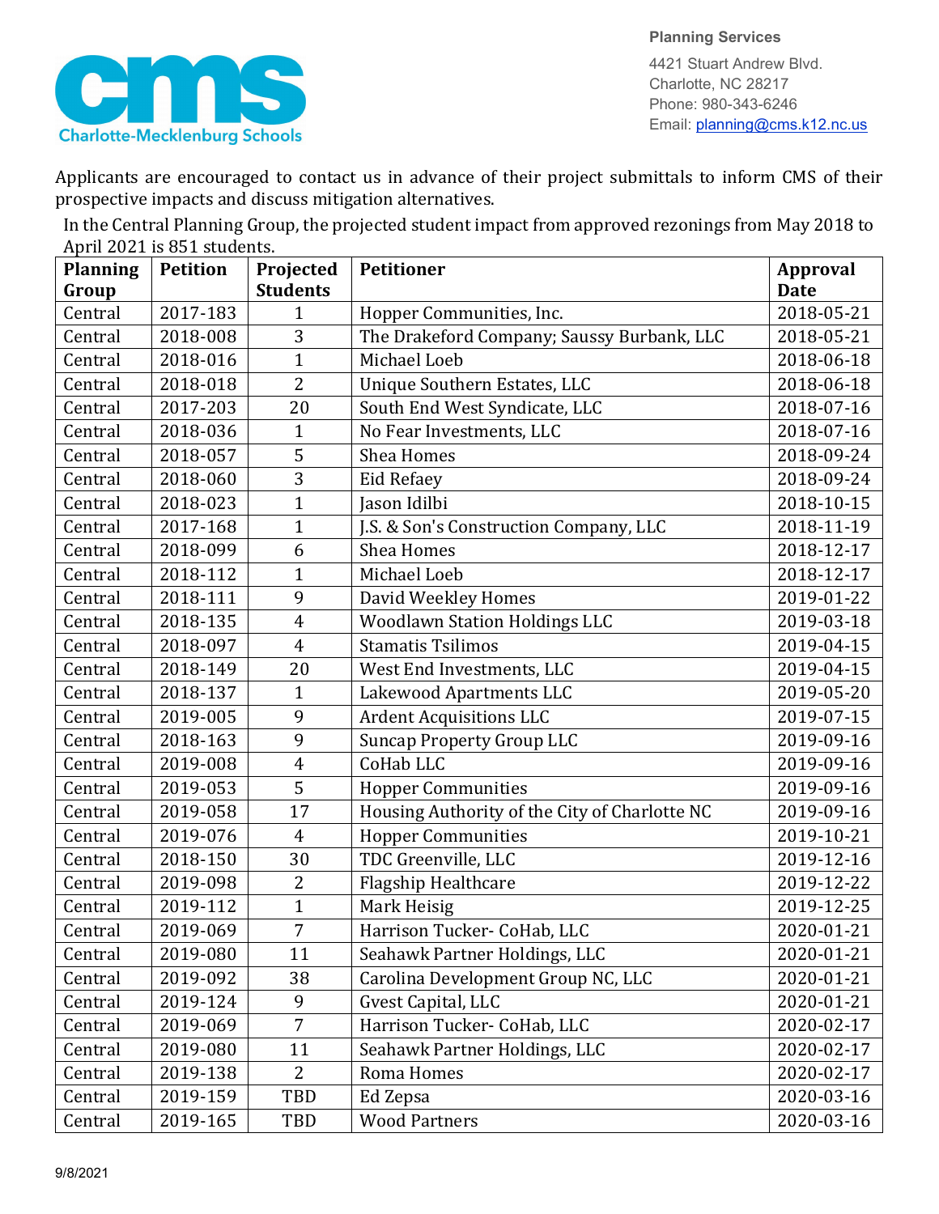Charlotte-Mecklenburg Schools

**Planning Services**

4421 Stuart Andrew Blvd.
Charlotte, NC 28217
Phone: 980-343-6246
Email: planning@cms.k12.nc.us

Applicants are encouraged to contact us in advance of their project submittals to inform CMS of their prospective impacts and discuss mitigation alternatives.

In the Central Planning Group, the projected student impact from approved rezonings from May 2018 to April 2021 is 851 students.

| Planning Group | Petition | Projected Students | Petitioner | Approval Date |
|---|---|---|---|---|
| Central | 2017-183 | 1 | Hopper Communities, Inc. | 2018-05-21 |
| Central | 2018-008 | 3 | The Drakeford Company; Saussy Burbank, LLC | 2018-05-21 |
| Central | 2018-016 | 1 | Michael Loeb | 2018-06-18 |
| Central | 2018-018 | 2 | Unique Southern Estates, LLC | 2018-06-18 |
| Central | 2017-203 | 20 | South End West Syndicate, LLC | 2018-07-16 |
| Central | 2018-036 | 1 | No Fear Investments, LLC | 2018-07-16 |
| Central | 2018-057 | 5 | Shea Homes | 2018-09-24 |
| Central | 2018-060 | 3 | Eid Refaey | 2018-09-24 |
| Central | 2018-023 | 1 | Jason Idilbi | 2018-10-15 |
| Central | 2017-168 | 1 | J.S. & Son's Construction Company, LLC | 2018-11-19 |
| Central | 2018-099 | 6 | Shea Homes | 2018-12-17 |
| Central | 2018-112 | 1 | Michael Loeb | 2018-12-17 |
| Central | 2018-111 | 9 | David Weekley Homes | 2019-01-22 |
| Central | 2018-135 | 4 | Woodlawn Station Holdings LLC | 2019-03-18 |
| Central | 2018-097 | 4 | Stamatis Tsilimos | 2019-04-15 |
| Central | 2018-149 | 20 | West End Investments, LLC | 2019-04-15 |
| Central | 2018-137 | 1 | Lakewood Apartments LLC | 2019-05-20 |
| Central | 2019-005 | 9 | Ardent Acquisitions LLC | 2019-07-15 |
| Central | 2018-163 | 9 | Suncap Property Group LLC | 2019-09-16 |
| Central | 2019-008 | 4 | CoHab LLC | 2019-09-16 |
| Central | 2019-053 | 5 | Hopper Communities | 2019-09-16 |
| Central | 2019-058 | 17 | Housing Authority of the City of Charlotte NC | 2019-09-16 |
| Central | 2019-076 | 4 | Hopper Communities | 2019-10-21 |
| Central | 2018-150 | 30 | TDC Greenville, LLC | 2019-12-16 |
| Central | 2019-098 | 2 | Flagship Healthcare | 2019-12-22 |
| Central | 2019-112 | 1 | Mark Heisig | 2019-12-25 |
| Central | 2019-069 | 7 | Harrison Tucker- CoHab, LLC | 2020-01-21 |
| Central | 2019-080 | 11 | Seahawk Partner Holdings, LLC | 2020-01-21 |
| Central | 2019-092 | 38 | Carolina Development Group NC, LLC | 2020-01-21 |
| Central | 2019-124 | 9 | Gvest Capital, LLC | 2020-01-21 |
| Central | 2019-069 | 7 | Harrison Tucker- CoHab, LLC | 2020-02-17 |
| Central | 2019-080 | 11 | Seahawk Partner Holdings, LLC | 2020-02-17 |
| Central | 2019-138 | 2 | Roma Homes | 2020-02-17 |
| Central | 2019-159 | TBD | Ed Zepsa | 2020-03-16 |
| Central | 2019-165 | TBD | Wood Partners | 2020-03-16 |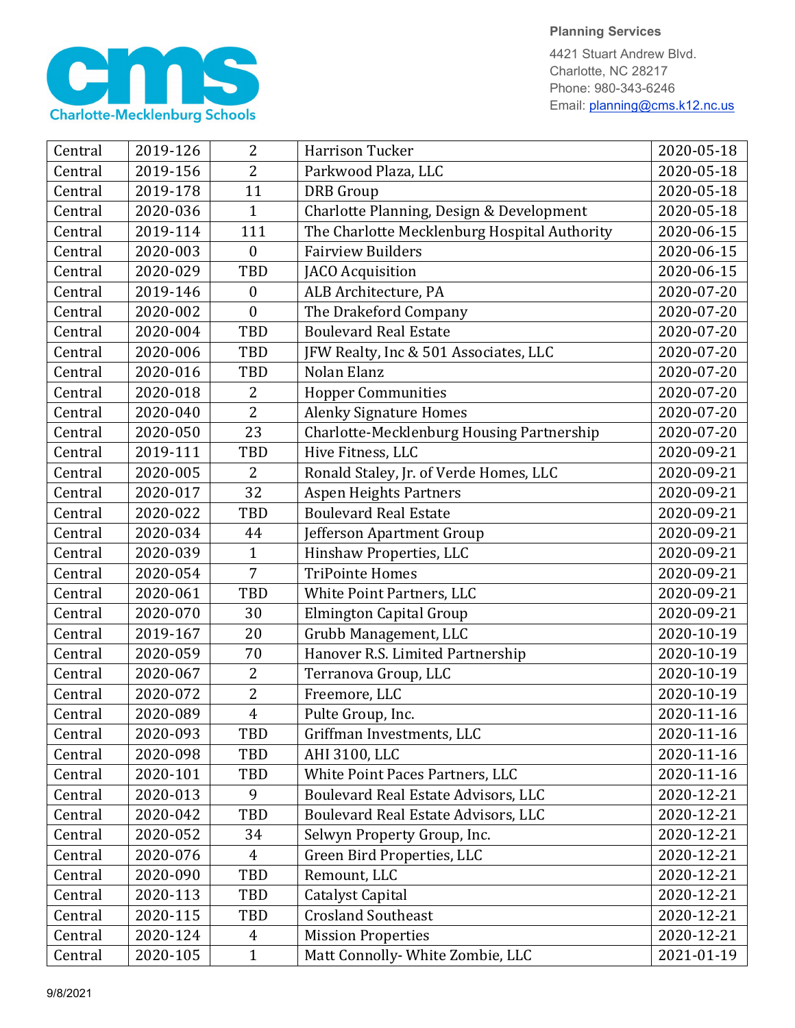Planning Services

4421 Stuart Andrew Blvd.
Charlotte, NC 28217
Phone: 980-343-6246
Email: planning@cms.k12.nc.us

| | | | | |
|---|---|---|---|---|
| Central | 2019-126 | 2 | Harrison Tucker | 2020-05-18 |
| Central | 2019-156 | 2 | Parkwood Plaza, LLC | 2020-05-18 |
| Central | 2019-178 | 11 | DRB Group | 2020-05-18 |
| Central | 2020-036 | 1 | Charlotte Planning, Design & Development | 2020-05-18 |
| Central | 2019-114 | 111 | The Charlotte Mecklenburg Hospital Authority | 2020-06-15 |
| Central | 2020-003 | 0 | Fairview Builders | 2020-06-15 |
| Central | 2020-029 | TBD | JACO Acquisition | 2020-06-15 |
| Central | 2019-146 | 0 | ALB Architecture, PA | 2020-07-20 |
| Central | 2020-002 | 0 | The Drakeford Company | 2020-07-20 |
| Central | 2020-004 | TBD | Boulevard Real Estate | 2020-07-20 |
| Central | 2020-006 | TBD | JFW Realty, Inc & 501 Associates, LLC | 2020-07-20 |
| Central | 2020-016 | TBD | Nolan Elanz | 2020-07-20 |
| Central | 2020-018 | 2 | Hopper Communities | 2020-07-20 |
| Central | 2020-040 | 2 | Alenky Signature Homes | 2020-07-20 |
| Central | 2020-050 | 23 | Charlotte-Mecklenburg Housing Partnership | 2020-07-20 |
| Central | 2019-111 | TBD | Hive Fitness, LLC | 2020-09-21 |
| Central | 2020-005 | 2 | Ronald Staley, Jr. of Verde Homes, LLC | 2020-09-21 |
| Central | 2020-017 | 32 | Aspen Heights Partners | 2020-09-21 |
| Central | 2020-022 | TBD | Boulevard Real Estate | 2020-09-21 |
| Central | 2020-034 | 44 | Jefferson Apartment Group | 2020-09-21 |
| Central | 2020-039 | 1 | Hinshaw Properties, LLC | 2020-09-21 |
| Central | 2020-054 | 7 | TriPointe Homes | 2020-09-21 |
| Central | 2020-061 | TBD | White Point Partners, LLC | 2020-09-21 |
| Central | 2020-070 | 30 | Elmington Capital Group | 2020-09-21 |
| Central | 2019-167 | 20 | Grubb Management, LLC | 2020-10-19 |
| Central | 2020-059 | 70 | Hanover R.S. Limited Partnership | 2020-10-19 |
| Central | 2020-067 | 2 | Terranova Group, LLC | 2020-10-19 |
| Central | 2020-072 | 2 | Freemore, LLC | 2020-10-19 |
| Central | 2020-089 | 4 | Pulte Group, Inc. | 2020-11-16 |
| Central | 2020-093 | TBD | Griffman Investments, LLC | 2020-11-16 |
| Central | 2020-098 | TBD | AHI 3100, LLC | 2020-11-16 |
| Central | 2020-101 | TBD | White Point Paces Partners, LLC | 2020-11-16 |
| Central | 2020-013 | 9 | Boulevard Real Estate Advisors, LLC | 2020-12-21 |
| Central | 2020-042 | TBD | Boulevard Real Estate Advisors, LLC | 2020-12-21 |
| Central | 2020-052 | 34 | Selwyn Property Group, Inc. | 2020-12-21 |
| Central | 2020-076 | 4 | Green Bird Properties, LLC | 2020-12-21 |
| Central | 2020-090 | TBD | Remount, LLC | 2020-12-21 |
| Central | 2020-113 | TBD | Catalyst Capital | 2020-12-21 |
| Central | 2020-115 | TBD | Crosland Southeast | 2020-12-21 |
| Central | 2020-124 | 4 | Mission Properties | 2020-12-21 |
| Central | 2020-105 | 1 | Matt Connolly- White Zombie, LLC | 2021-01-19 |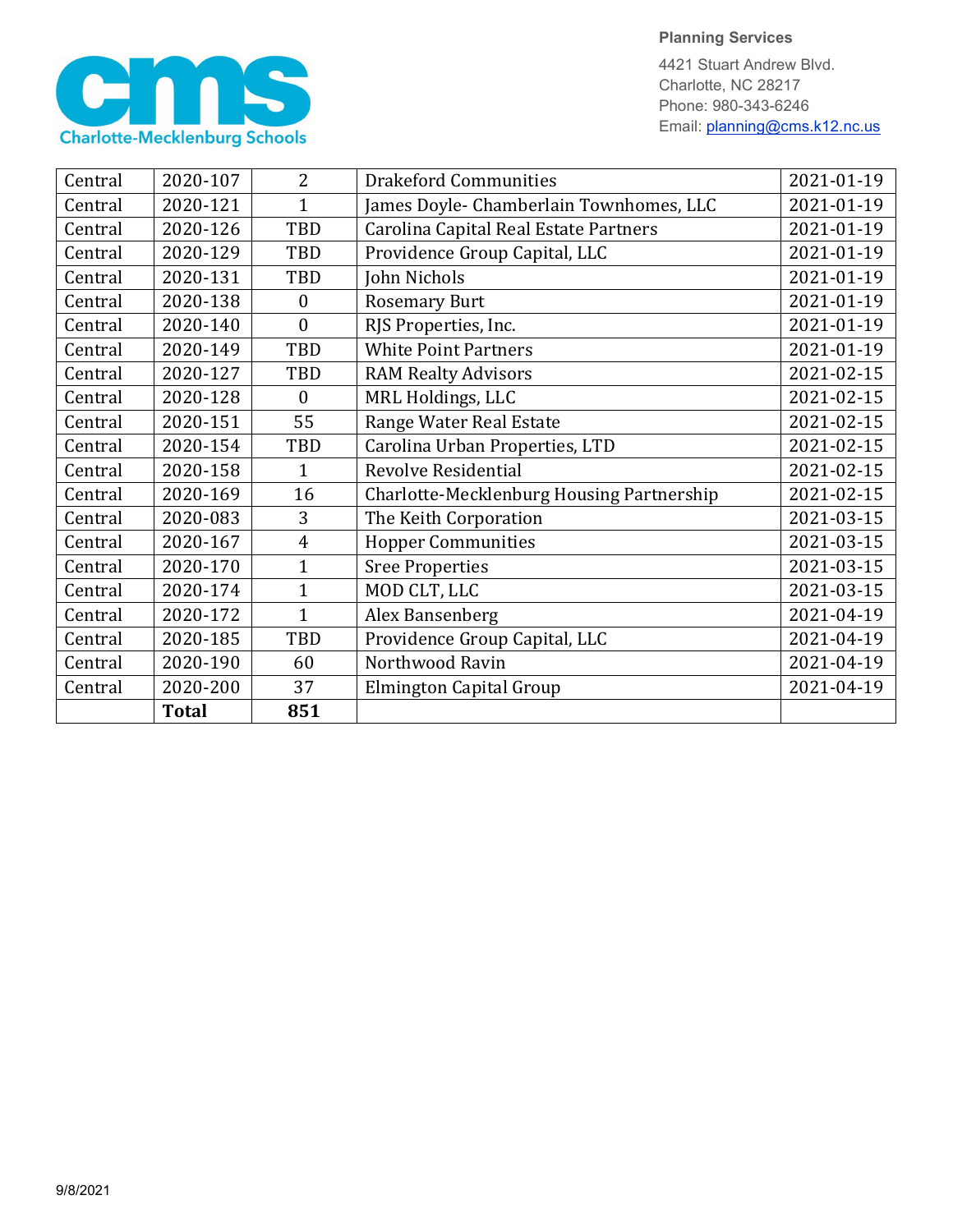Planning Services
4421 Stuart Andrew Blvd.
Charlotte, NC 28217
Phone: 980-343-6246
Email: planning@cms.k12.nc.us

| | | | | |
|---|---|---|---|---|
| Central | 2020-107 | 2 | Drakeford Communities | 2021-01-19 |
| Central | 2020-121 | 1 | James Doyle- Chamberlain Townhomes, LLC | 2021-01-19 |
| Central | 2020-126 | TBD | Carolina Capital Real Estate Partners | 2021-01-19 |
| Central | 2020-129 | TBD | Providence Group Capital, LLC | 2021-01-19 |
| Central | 2020-131 | TBD | John Nichols | 2021-01-19 |
| Central | 2020-138 | 0 | Rosemary Burt | 2021-01-19 |
| Central | 2020-140 | 0 | RJS Properties, Inc. | 2021-01-19 |
| Central | 2020-149 | TBD | White Point Partners | 2021-01-19 |
| Central | 2020-127 | TBD | RAM Realty Advisors | 2021-02-15 |
| Central | 2020-128 | 0 | MRL Holdings, LLC | 2021-02-15 |
| Central | 2020-151 | 55 | Range Water Real Estate | 2021-02-15 |
| Central | 2020-154 | TBD | Carolina Urban Properties, LTD | 2021-02-15 |
| Central | 2020-158 | 1 | Revolve Residential | 2021-02-15 |
| Central | 2020-169 | 16 | Charlotte-Mecklenburg Housing Partnership | 2021-02-15 |
| Central | 2020-083 | 3 | The Keith Corporation | 2021-03-15 |
| Central | 2020-167 | 4 | Hopper Communities | 2021-03-15 |
| Central | 2020-170 | 1 | Sree Properties | 2021-03-15 |
| Central | 2020-174 | 1 | MOD CLT, LLC | 2021-03-15 |
| Central | 2020-172 | 1 | Alex Bansenberg | 2021-04-19 |
| Central | 2020-185 | TBD | Providence Group Capital, LLC | 2021-04-19 |
| Central | 2020-190 | 60 | Northwood Ravin | 2021-04-19 |
| Central | 2020-200 | 37 | Elmington Capital Group | 2021-04-19 |
| | **Total** | **851** | | |

9/8/2021